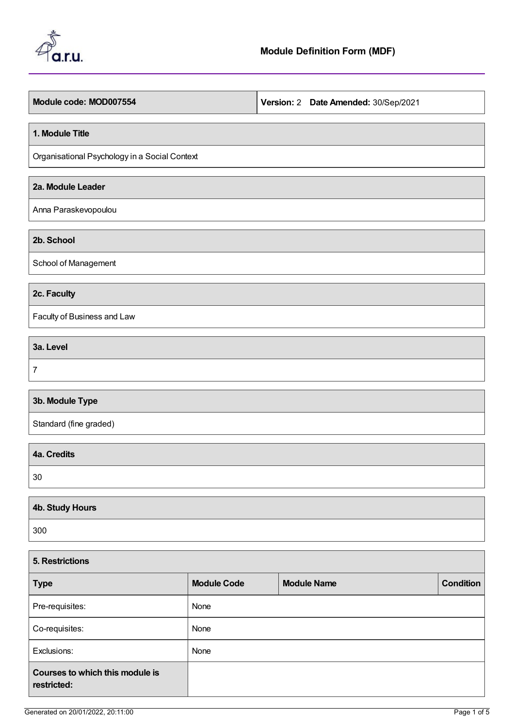# Module Definition Form (MDF)

| **Module code: MOD007554** | **Version:** 2 **Date Amended:** 30/Sep/2021 |
| --- | --- |

## 1. Module Title

Organisational Psychology in a Social Context

## 2a. Module Leader

Anna Paraskevopoulou

## 2b. School

School of Management

## 2c. Faculty

Faculty of Business and Law

## 3a. Level

7

## 3b. Module Type

Standard (fine graded)

## 4a. Credits

30

## 4b. Study Hours

300

## 5. Restrictions

| **Type** | **Module Code** | **Module Name** | **Condition** |
| --- | --- | --- | --- |
| Pre-requisites: | None | | |
| Co-requisites: | None | | |
| Exclusions: | None | | |
| **Courses to which this module is restricted:** | | | |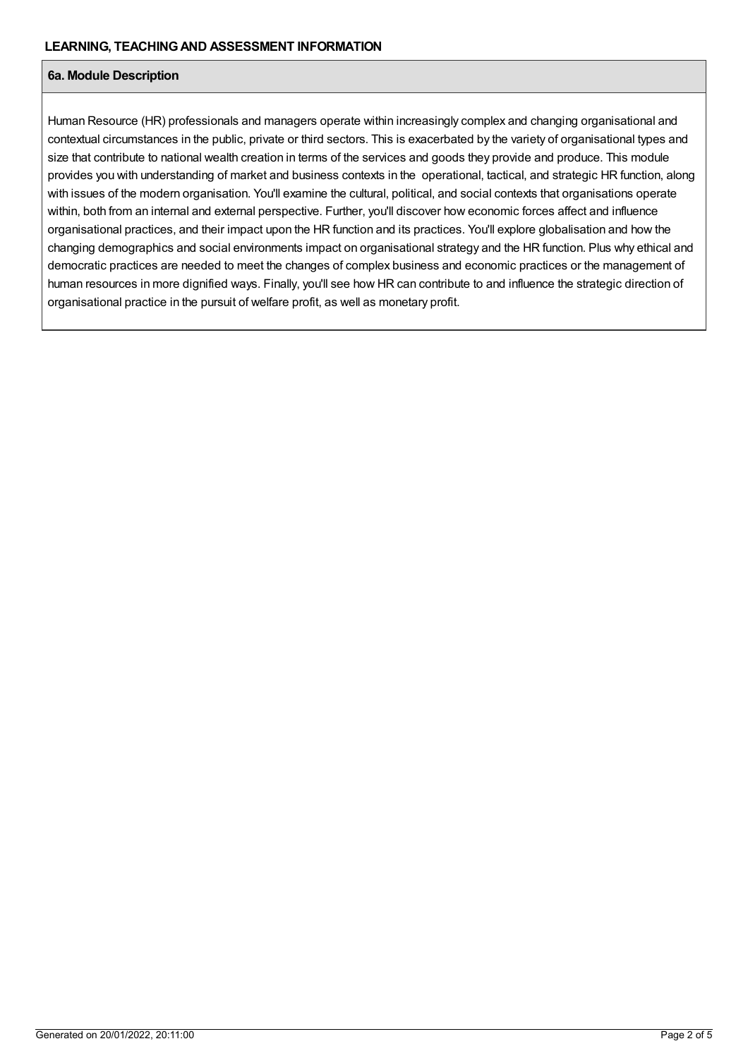**LEARNING, TEACHING AND ASSESSMENT INFORMATION**

**6a. Module Description**

Human Resource (HR) professionals and managers operate within increasingly complex and changing organisational and contextual circumstances in the public, private or third sectors. This is exacerbated by the variety of organisational types and size that contribute to national wealth creation in terms of the services and goods they provide and produce. This module provides you with understanding of market and business contexts in the operational, tactical, and strategic HR function, along with issues of the modern organisation. You'll examine the cultural, political, and social contexts that organisations operate within, both from an internal and external perspective. Further, you'll discover how economic forces affect and influence organisational practices, and their impact upon the HR function and its practices. You'll explore globalisation and how the changing demographics and social environments impact on organisational strategy and the HR function. Plus why ethical and democratic practices are needed to meet the changes of complex business and economic practices or the management of human resources in more dignified ways. Finally, you'll see how HR can contribute to and influence the strategic direction of organisational practice in the pursuit of welfare profit, as well as monetary profit.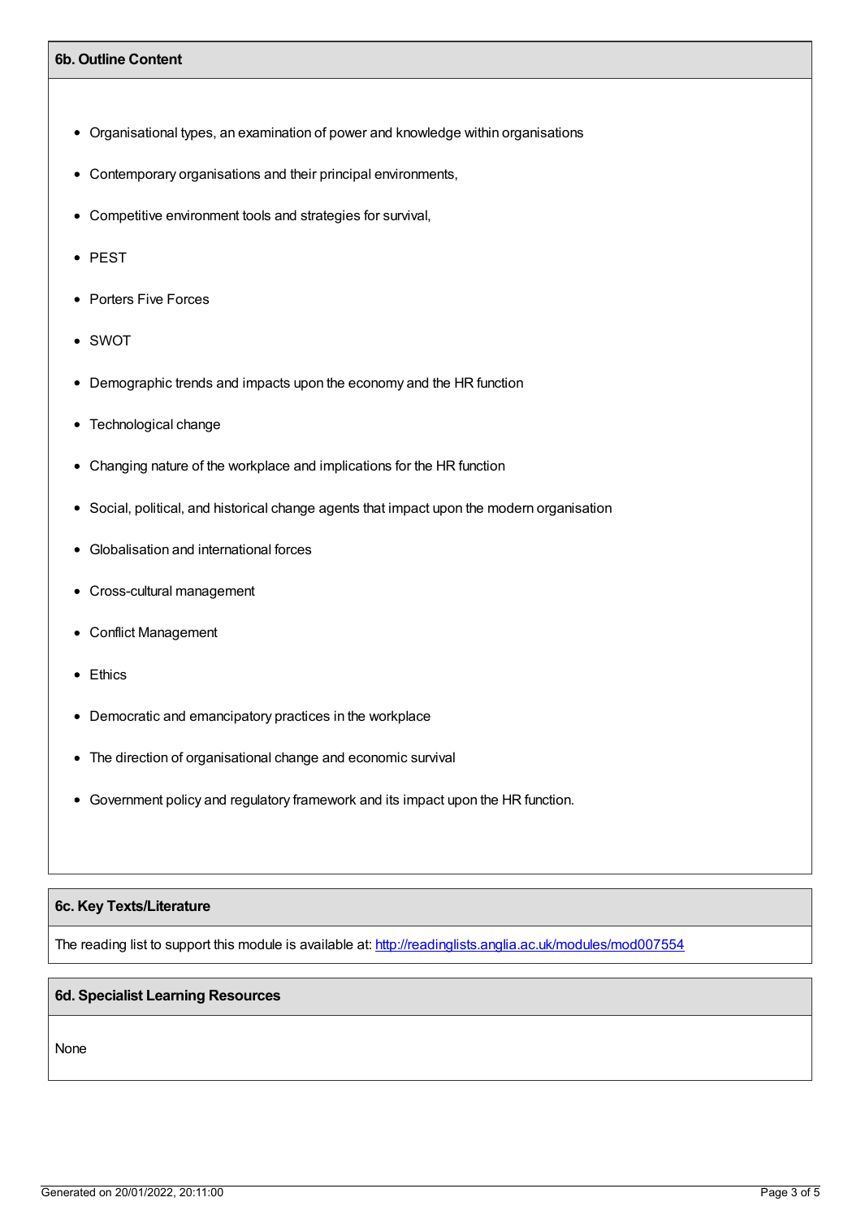## 6b. Outline Content

- Organisational types, an examination of power and knowledge within organisations
- Contemporary organisations and their principal environments,
- Competitive environment tools and strategies for survival,
- PEST
- Porters Five Forces
- SWOT
- Demographic trends and impacts upon the economy and the HR function
- Technological change
- Changing nature of the workplace and implications for the HR function
- Social, political, and historical change agents that impact upon the modern organisation
- Globalisation and international forces
- Cross-cultural management
- Conflict Management
- Ethics
- Democratic and emancipatory practices in the workplace
- The direction of organisational change and economic survival
- Government policy and regulatory framework and its impact upon the HR function.

## 6c. Key Texts/Literature

The reading list to support this module is available at: [http://readinglists.anglia.ac.uk/modules/mod007554](http://readinglists.anglia.ac.uk/modules/mod007554)

## 6d. Specialist Learning Resources

None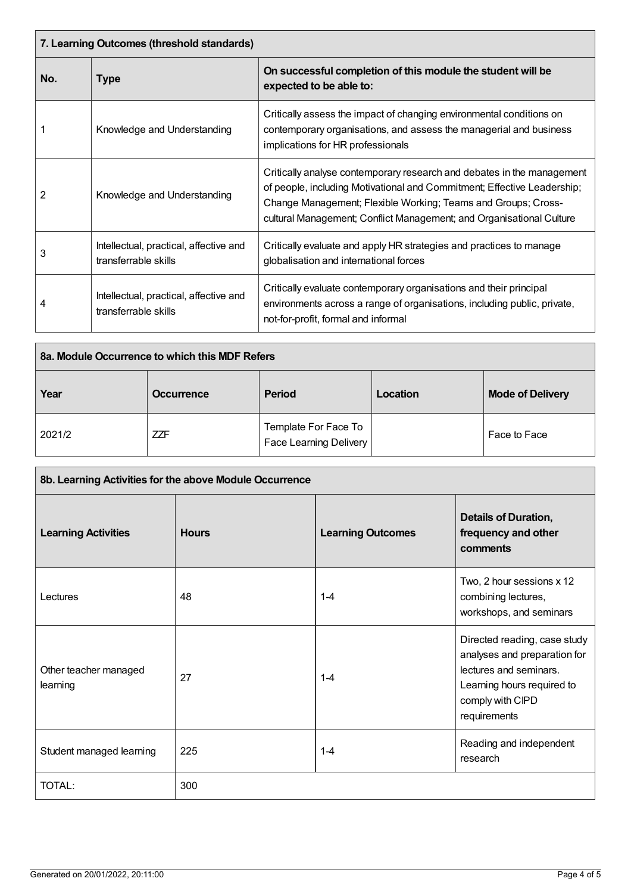## 7. Learning Outcomes (threshold standards)

| No. | Type | On successful completion of this module the student will be expected to be able to: |
|---|---|---|
| 1 | Knowledge and Understanding | Critically assess the impact of changing environmental conditions on contemporary organisations, and assess the managerial and business implications for HR professionals |
| 2 | Knowledge and Understanding | Critically analyse contemporary research and debates in the management of people, including Motivational and Commitment; Effective Leadership; Change Management; Flexible Working; Teams and Groups; Cross-cultural Management; Conflict Management; and Organisational Culture |
| 3 | Intellectual, practical, affective and transferrable skills | Critically evaluate and apply HR strategies and practices to manage globalisation and international forces |
| 4 | Intellectual, practical, affective and transferrable skills | Critically evaluate contemporary organisations and their principal environments across a range of organisations, including public, private, not-for-profit, formal and informal |

## 8a. Module Occurrence to which this MDF Refers

| Year | Occurrence | Period | Location | Mode of Delivery |
|---|---|---|---|---|
| 2021/2 | ZZF | Template For Face To Face Learning Delivery | | Face to Face |

## 8b. Learning Activities for the above Module Occurrence

| Learning Activities | Hours | Learning Outcomes | Details of Duration, frequency and other comments |
|---|---|---|---|
| Lectures | 48 | 1-4 | Two, 2 hour sessions x 12 combining lectures, workshops, and seminars |
| Other teacher managed learning | 27 | 1-4 | Directed reading, case study analyses and preparation for lectures and seminars. Learning hours required to comply with CIPD requirements |
| Student managed learning | 225 | 1-4 | Reading and independent research |
| TOTAL: | 300 | | |

Generated on 20/01/2022, 20:11:00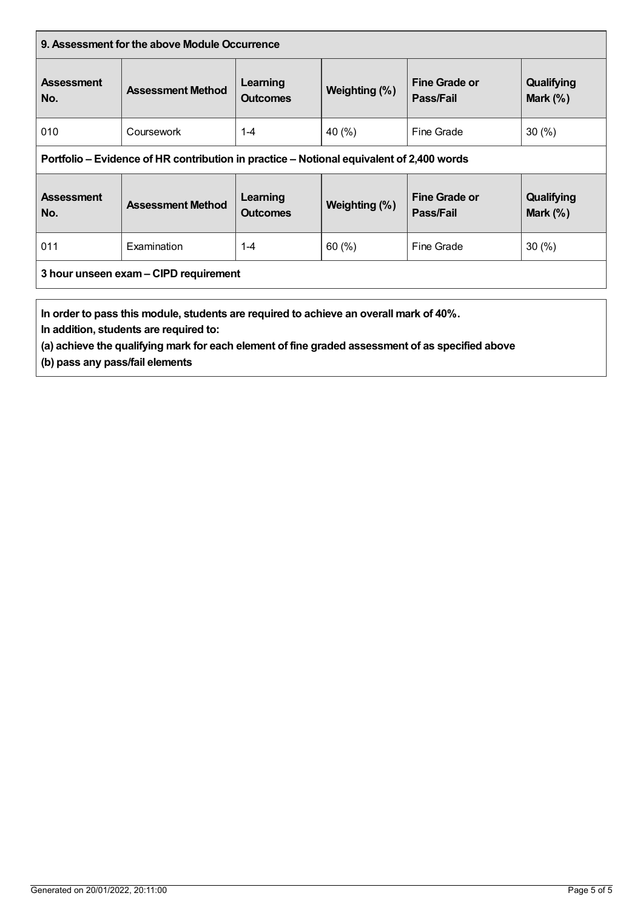## 9. Assessment for the above Module Occurrence

| Assessment No. | Assessment Method | Learning Outcomes | Weighting (%) | Fine Grade or Pass/Fail | Qualifying Mark (%) |
|---|---|---|---|---|---|
| 010 | Coursework | 1-4 | 40 (%) | Fine Grade | 30 (%) |

**Portfolio – Evidence of HR contribution in practice – Notional equivalent of 2,400 words**

| Assessment No. | Assessment Method | Learning Outcomes | Weighting (%) | Fine Grade or Pass/Fail | Qualifying Mark (%) |
|---|---|---|---|---|---|
| 011 | Examination | 1-4 | 60 (%) | Fine Grade | 30 (%) |

**3 hour unseen exam – CIPD requirement**

**In order to pass this module, students are required to achieve an overall mark of 40%.**
**In addition, students are required to:**
**(a) achieve the qualifying mark for each element of fine graded assessment of as specified above**
**(b) pass any pass/fail elements**

Generated on 20/01/2022, 20:11:00